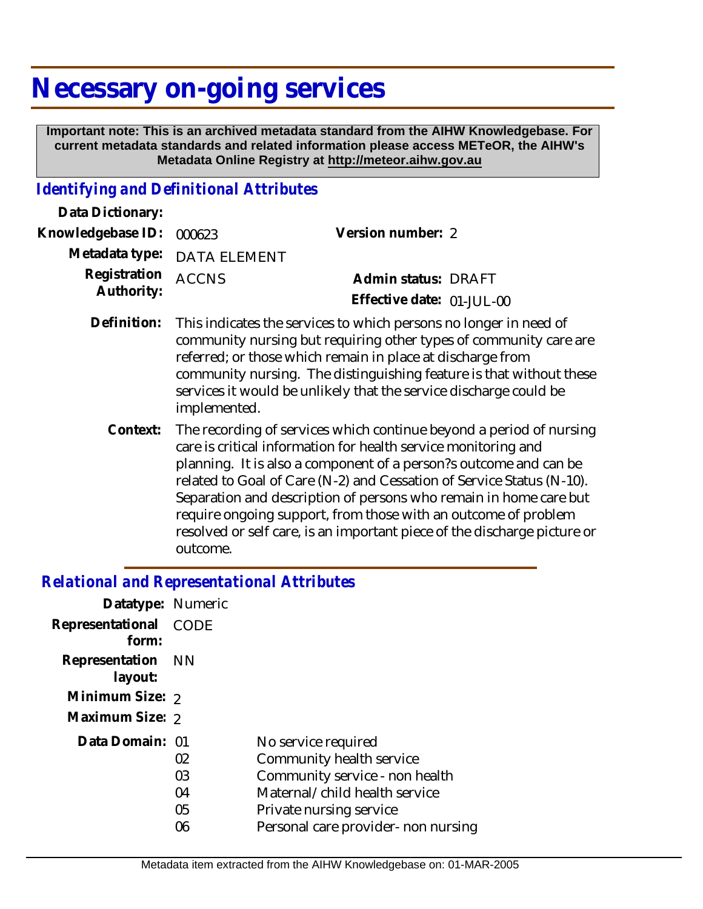# Necessary on-going services

**Important note: This is an archived metadata standard from the AIHW Knowledgebase. For current metadata standards and related information please access METeOR, the AIHW's Metadata Online Registry at http://meteor.aihw.gov.au**

## *Identifying and Definitional Attributes*

**Data Dictionary:**

**Knowledgebase ID:** 000623 **Version number:** 2

**Metadata type:** DATA ELEMENT

**Registration Authority:** ACCNS **Admin status:** DRAFT

**Effective date:** 01-JUL-00

**Definition:** This indicates the services to which persons no longer in need of community nursing but requiring other types of community care are referred; or those which remain in place at discharge from community nursing. The distinguishing feature is that without these services it would be unlikely that the service discharge could be implemented.

**Context:** The recording of services which continue beyond a period of nursing care is critical information for health service monitoring and planning. It is also a component of a person?s outcome and can be related to Goal of Care (N-2) and Cessation of Service Status (N-10). Separation and description of persons who remain in home care but require ongoing support, from those with an outcome of problem resolved or self care, is an important piece of the discharge picture or outcome.

## *Relational and Representational Attributes*

**Datatype:** Numeric

**Representational form:** CODE

**Representation layout:** NN

**Minimum Size:** 2

**Maximum Size:** 2

**Data Domain:**

| Code | Description |
|---|---|
| 01 | No service required |
| 02 | Community health service |
| 03 | Community service - non health |
| 04 | Maternal/child health service |
| 05 | Private nursing service |
| 06 | Personal care provider- non nursing |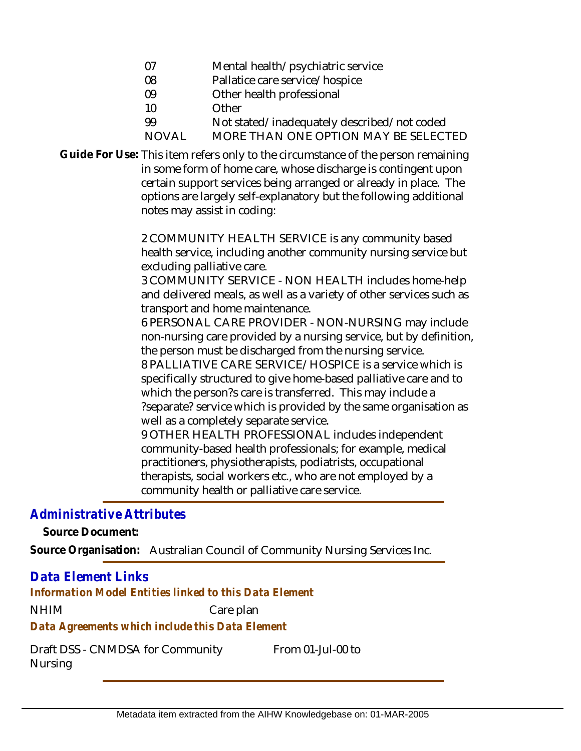| | |
|---|---|
| 07 | Mental health/psychiatric service |
| 08 | Pallatice care service/hospice |
| 09 | Other health professional |
| 10 | Other |
| 99 | Not stated/inadequately described/not coded |
| NOVAL | MORE THAN ONE OPTION MAY BE SELECTED |

**Guide For Use:** This item refers only to the circumstance of the person remaining in some form of home care, whose discharge is contingent upon certain support services being arranged or already in place. The options are largely self-explanatory but the following additional notes may assist in coding:

2 COMMUNITY HEALTH SERVICE is any community based health service, including another community nursing service but excluding palliative care.
3 COMMUNITY SERVICE - NON HEALTH includes home-help and delivered meals, as well as a variety of other services such as transport and home maintenance.
6 PERSONAL CARE PROVIDER - NON-NURSING may include non-nursing care provided by a nursing service, but by definition, the person must be discharged from the nursing service.
8 PALLIATIVE CARE SERVICE/HOSPICE is a service which is specifically structured to give home-based palliative care and to which the person?s care is transferred. This may include a ?separate? service which is provided by the same organisation as well as a completely separate service.
9 OTHER HEALTH PROFESSIONAL includes independent community-based health professionals; for example, medical practitioners, physiotherapists, podiatrists, occupational therapists, social workers etc., who are not employed by a community health or palliative care service.

## Administrative Attributes

**Source Document:**

**Source Organisation:** Australian Council of Community Nursing Services Inc.

## Data Element Links

### Information Model Entities linked to this Data Element

NHIM Care plan

### Data Agreements which include this Data Element

Draft DSS - CNMDSA for Community Nursing From 01-Jul-00 to

Metadata item extracted from the AIHW Knowledgebase on: 01-MAR-2005